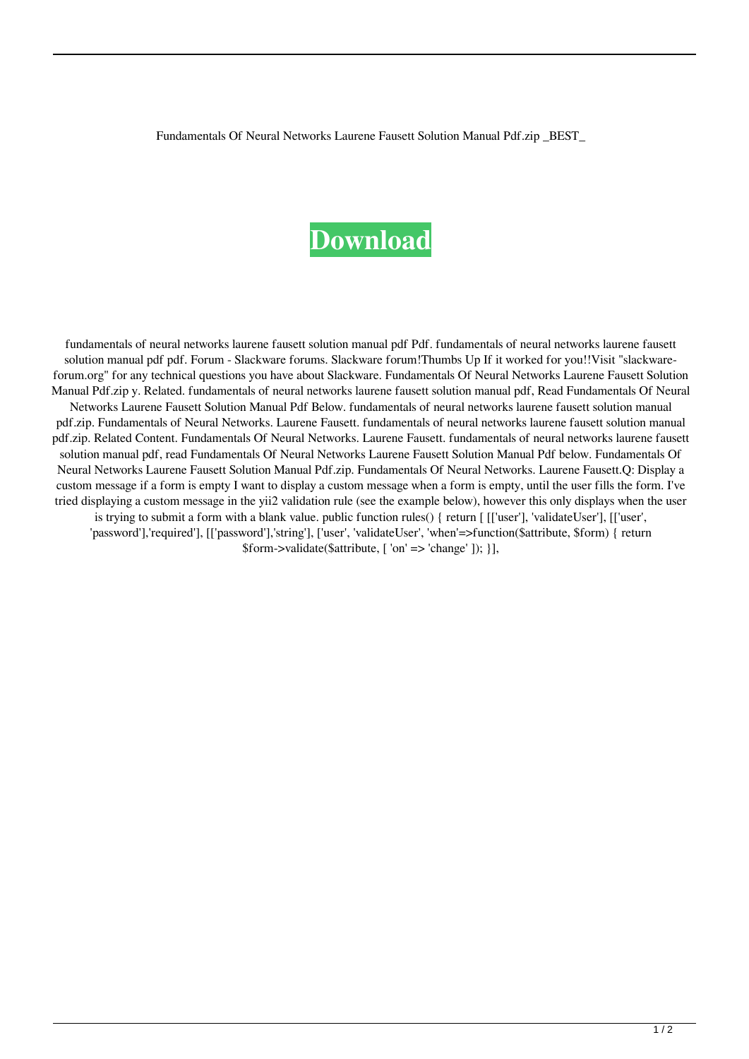Fundamentals Of Neural Networks Laurene Fausett Solution Manual Pdf.zip _BEST_

**Download**

fundamentals of neural networks laurene fausett solution manual pdf Pdf. fundamentals of neural networks laurene fausett solution manual pdf pdf. Forum - Slackware forums. Slackware forum!Thumbs Up If it worked for you!!Visit "slackware-forum.org" for any technical questions you have about Slackware. Fundamentals Of Neural Networks Laurene Fausett Solution Manual Pdf.zip y. Related. fundamentals of neural networks laurene fausett solution manual pdf, Read Fundamentals Of Neural Networks Laurene Fausett Solution Manual Pdf Below. fundamentals of neural networks laurene fausett solution manual pdf.zip. Fundamentals of Neural Networks. Laurene Fausett. fundamentals of neural networks laurene fausett solution manual pdf.zip. Related Content. Fundamentals Of Neural Networks. Laurene Fausett. fundamentals of neural networks laurene fausett solution manual pdf, read Fundamentals Of Neural Networks Laurene Fausett Solution Manual Pdf below. Fundamentals Of Neural Networks Laurene Fausett Solution Manual Pdf.zip. Fundamentals Of Neural Networks. Laurene Fausett.Q: Display a custom message if a form is empty I want to display a custom message when a form is empty, until the user fills the form. I've tried displaying a custom message in the yii2 validation rule (see the example below), however this only displays when the user is trying to submit a form with a blank value. public function rules() { return [ [['user'], 'validateUser'], [['user', 'password'],'required'], [['password'],'string'], ['user', 'validateUser', 'when'=>function($attribute, $form) { return $form->validate($attribute, [ 'on' => 'change' ]); }],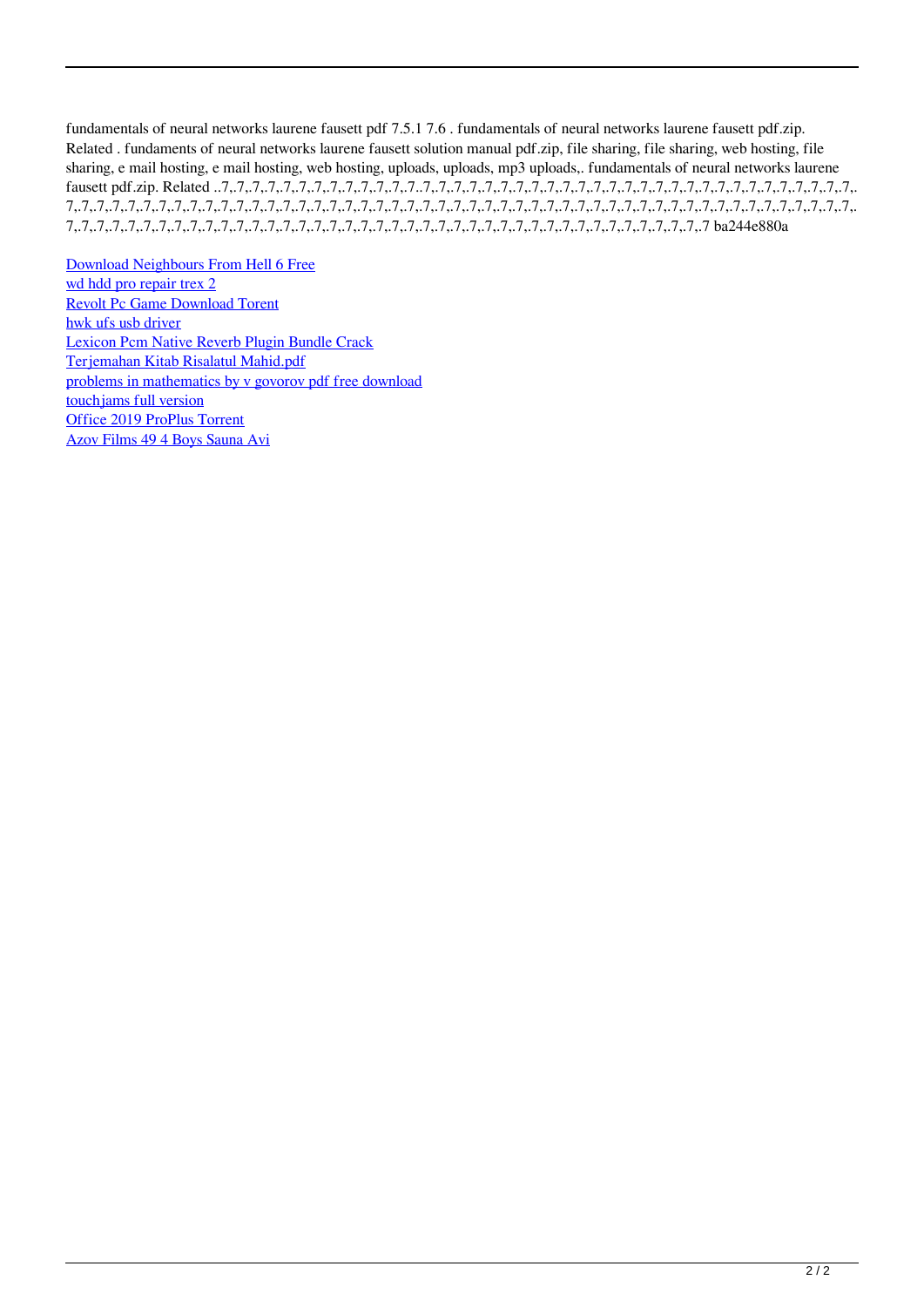fundamentals of neural networks laurene fausett pdf 7.5.1 7.6 . fundamentals of neural networks laurene fausett pdf.zip. Related . fundaments of neural networks laurene fausett solution manual pdf.zip, file sharing, file sharing, web hosting, file sharing, e mail hosting, e mail hosting, web hosting, uploads, uploads, mp3 uploads,. fundamentals of neural networks laurene fausett pdf.zip. Related ..7,.7,.7,.7,.7,.7,.7,.7,.7,.7,.7,.7,.7,.7..7,.7,.7,.7,.7,.7,.7,.7,.7,.7,.7,.7,.7,.7,.7,.7,.7,.7,.7,.7,.7,.7,.7,.7,.7,.7,.7,.7,.7,.7,.7,.7,.7,.7,.7,.7,.7,.7,.7,.7,.7,.7,.7,.7,.7,.7,.7,.7,.7,.7,.7,.7,.7,.7,.7,.7,.7,.7,.7,.7,.7,.7,.7,.7,.7,.7,.7,.7,.7,.7,.7,.7,.7,.7,.7,.7,.7,.7,.7,.7,.7,.7,.7,.7,.7,.7,.7,.7,.7,.7,.7,.7,.7,.7,.7,.7,.7,.7,.7,.7,.7,.7,.7,.7,.7,.7,.7,.7,.7,.7,.7,.7,.7,.7,.7,.7,.7,.7,.7,.7,.7,.7,.7,.7,.7,.7,.7,.7,.7,.7,.7,.7,.7,.7,.7,.7,.7,.7,.7,.7,.7,.7,.7,.7,.7,.7,.7,.7,.7,.7,.7,.7,.7 ba244e880a

Download Neighbours From Hell 6 Free
wd hdd pro repair trex 2
Revolt Pc Game Download Torent
hwk ufs usb driver
Lexicon Pcm Native Reverb Plugin Bundle Crack
Terjemahan Kitab Risalatul Mahid.pdf
problems in mathematics by v govorov pdf free download
touchjams full version
Office 2019 ProPlus Torrent
Azov Films 49 4 Boys Sauna Avi